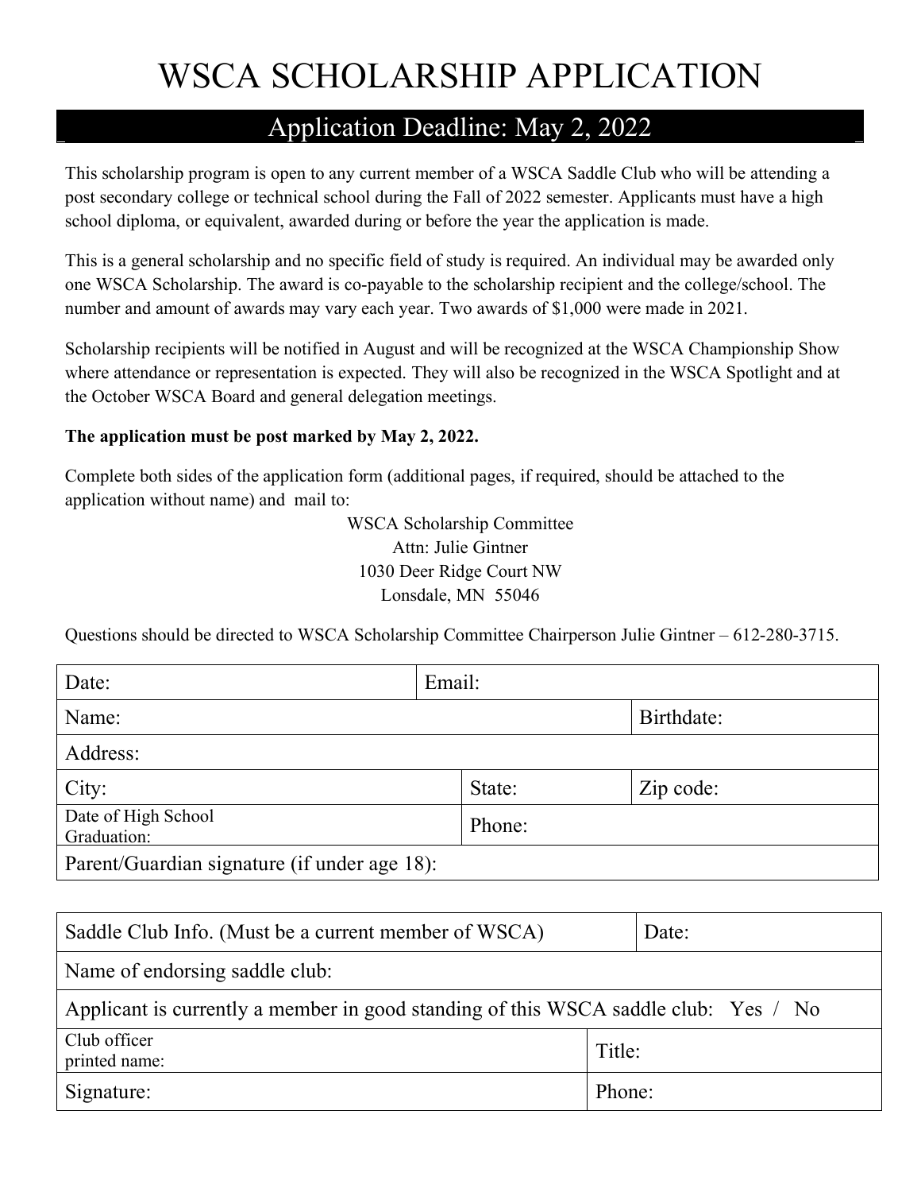# WSCA SCHOLARSHIP APPLICATION

## Application Deadline: May 2, 2022

This scholarship program is open to any current member of a WSCA Saddle Club who will be attending a post secondary college or technical school during the Fall of 2022 semester. Applicants must have a high school diploma, or equivalent, awarded during or before the year the application is made.

This is a general scholarship and no specific field of study is required. An individual may be awarded only one WSCA Scholarship. The award is co-payable to the scholarship recipient and the college/school. The number and amount of awards may vary each year. Two awards of $1,000 were made in 2021.

Scholarship recipients will be notified in August and will be recognized at the WSCA Championship Show where attendance or representation is expected. They will also be recognized in the WSCA Spotlight and at the October WSCA Board and general delegation meetings.

**The application must be post marked by May 2, 2022.**

Complete both sides of the application form (additional pages, if required, should be attached to the application without name) and mail to:

WSCA Scholarship Committee
Attn: Julie Gintner
1030 Deer Ridge Court NW
Lonsdale, MN 55046

Questions should be directed to WSCA Scholarship Committee Chairperson Julie Gintner – 612-280-3715.

| Date: | Email: | |
|---|---|---|
| Name: | | Birthdate: |
| Address: | | |
| City: | State: | Zip code: |
| Date of High School Graduation: | Phone: | |
| Parent/Guardian signature (if under age 18): | | |

| Saddle Club Info. (Must be a current member of WSCA) | Date: |
|---|---|
| Name of endorsing saddle club: | |
| Applicant is currently a member in good standing of this WSCA saddle club: Yes / No | |
| Club officer printed name: | Title: |
| Signature: | Phone: |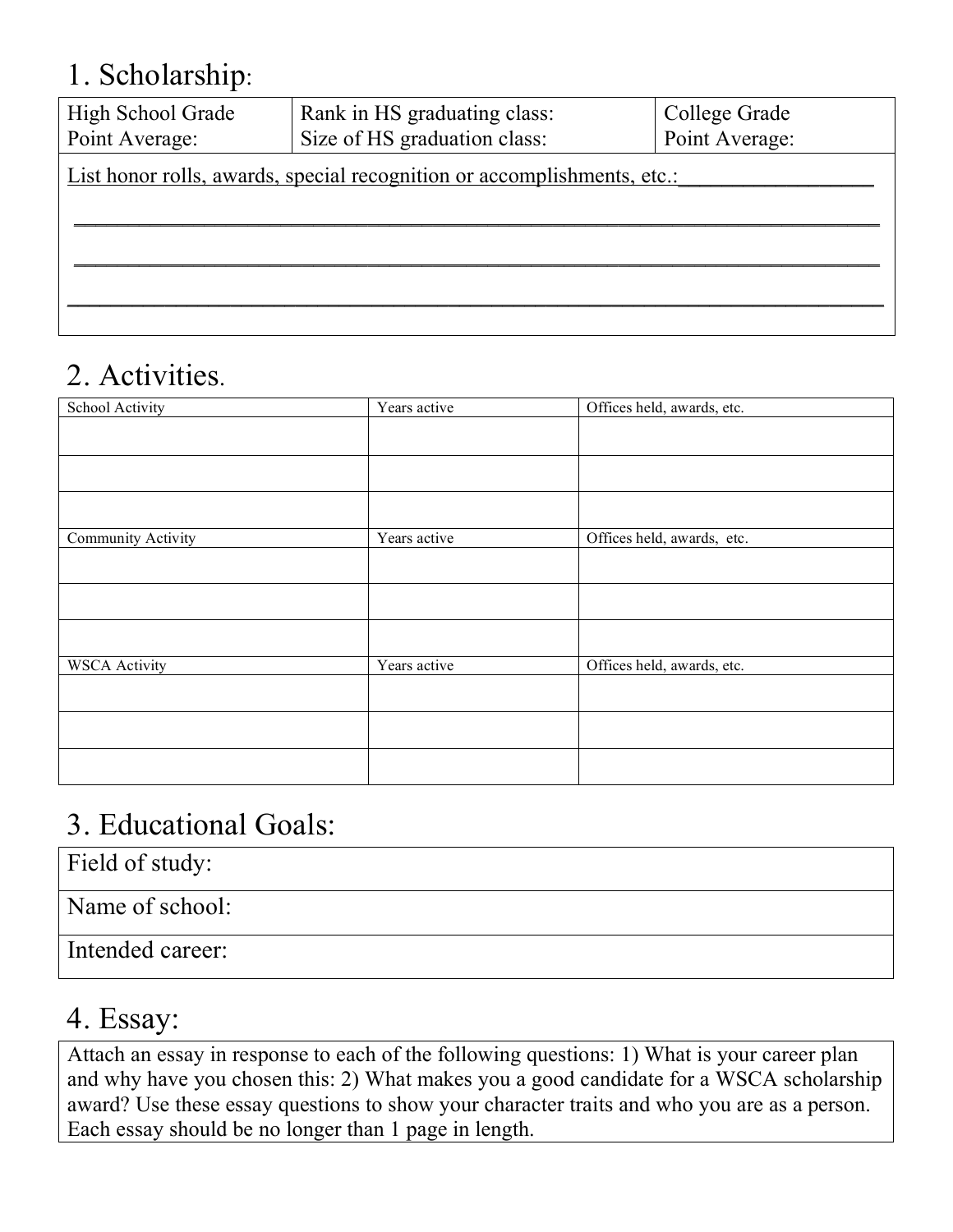## 1. Scholarship:

| High School Grade Point Average: | Rank in HS graduating class: Size of HS graduation class: | College Grade Point Average: |
|---|---|---|

List honor rolls, awards, special recognition or accomplishments, etc.:_________________

___________________________________________________________________________

___________________________________________________________________________

___________________________________________________________________________

## 2. Activities.

| School Activity | Years active | Offices held, awards, etc. |
|---|---|---|
| | | |
| | | |
| | | |
| **Community Activity** | **Years active** | **Offices held, awards, etc.** |
| | | |
| | | |
| | | |
| **WSCA Activity** | **Years active** | **Offices held, awards, etc.** |
| | | |
| | | |
| | | |

## 3. Educational Goals:

| | |
|---|---|
| Field of study: | |
| Name of school: | |
| Intended career: | |

## 4. Essay:

Attach an essay in response to each of the following questions: 1) What is your career plan and why have you chosen this: 2) What makes you a good candidate for a WSCA scholarship award? Use these essay questions to show your character traits and who you are as a person. Each essay should be no longer than 1 page in length.